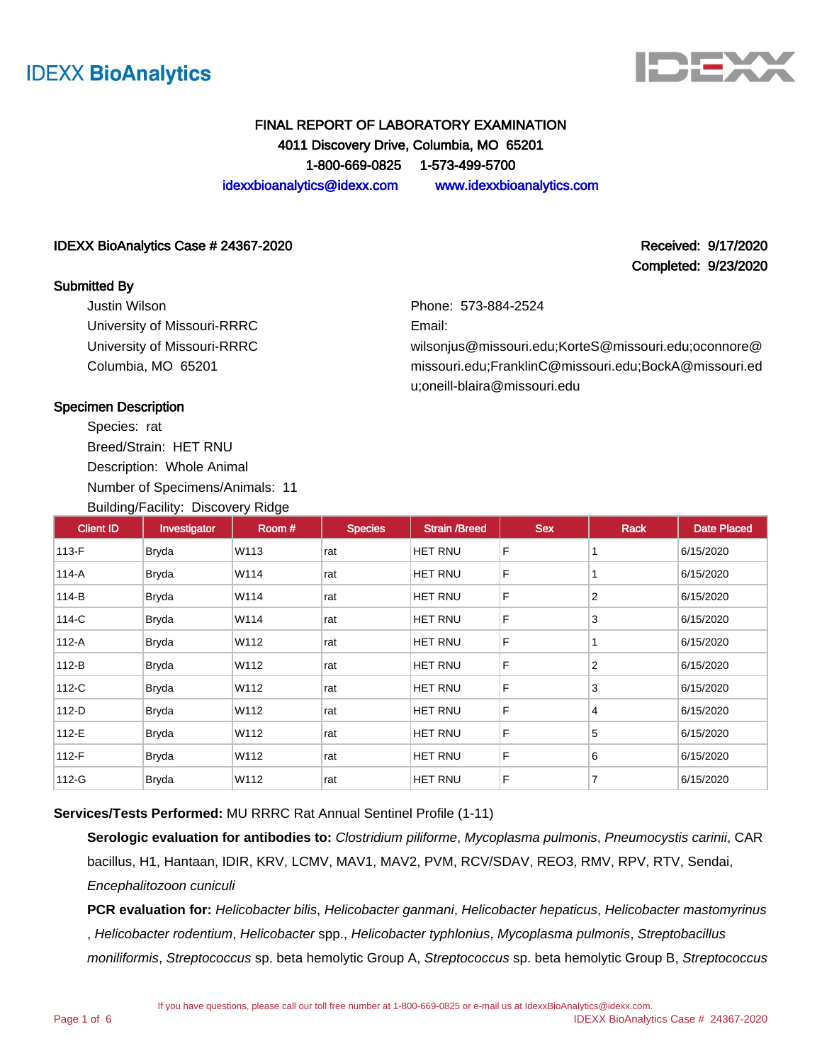IDEXX BioAnalytics

# FINAL REPORT OF LABORATORY EXAMINATION

**4011 Discovery Drive, Columbia, MO 65201**

**1-800-669-0825 1-573-499-5700**

idexxbioanalytics@idexx.com www.idexxbioanalytics.com

**IDEXX BioAnalytics Case # 24367-2020**

**Received: 9/17/2020**

**Completed: 9/23/2020**

**Submitted By**

Justin Wilson
University of Missouri-RRRC
University of Missouri-RRRC
Columbia, MO 65201

Phone: 573-884-2524
Email:
wilsonjus@missouri.edu;KorteS@missouri.edu;oconnore@missouri.edu;FranklinC@missouri.edu;BockA@missouri.edu;oneill-blaira@missouri.edu

**Specimen Description**

Species: rat
Breed/Strain: HET RNU
Description: Whole Animal
Number of Specimens/Animals: 11
Building/Facility: Discovery Ridge

| Client ID | Investigator | Room # | Species | Strain /Breed | Sex | Rack | Date Placed |
|---|---|---|---|---|---|---|---|
| 113-F | Bryda | W113 | rat | HET RNU | F | 1 | 6/15/2020 |
| 114-A | Bryda | W114 | rat | HET RNU | F | 1 | 6/15/2020 |
| 114-B | Bryda | W114 | rat | HET RNU | F | 2 | 6/15/2020 |
| 114-C | Bryda | W114 | rat | HET RNU | F | 3 | 6/15/2020 |
| 112-A | Bryda | W112 | rat | HET RNU | F | 1 | 6/15/2020 |
| 112-B | Bryda | W112 | rat | HET RNU | F | 2 | 6/15/2020 |
| 112-C | Bryda | W112 | rat | HET RNU | F | 3 | 6/15/2020 |
| 112-D | Bryda | W112 | rat | HET RNU | F | 4 | 6/15/2020 |
| 112-E | Bryda | W112 | rat | HET RNU | F | 5 | 6/15/2020 |
| 112-F | Bryda | W112 | rat | HET RNU | F | 6 | 6/15/2020 |
| 112-G | Bryda | W112 | rat | HET RNU | F | 7 | 6/15/2020 |

**Services/Tests Performed:** MU RRRC Rat Annual Sentinel Profile (1-11)

**Serologic evaluation for antibodies to:** *Clostridium piliforme*, *Mycoplasma pulmonis*, *Pneumocystis carinii*, CAR bacillus, H1, Hantaan, IDIR, KRV, LCMV, MAV1, MAV2, PVM, RCV/SDAV, REO3, RMV, RPV, RTV, Sendai, *Encephalitozoon cuniculi*

**PCR evaluation for:** *Helicobacter bilis*, *Helicobacter ganmani*, *Helicobacter hepaticus*, *Helicobacter mastomyrinus*, *Helicobacter rodentium*, *Helicobacter* spp., *Helicobacter typhlonius*, *Mycoplasma pulmonis*, *Streptobacillus moniliformis*, *Streptococcus* sp. beta hemolytic Group A, *Streptococcus* sp. beta hemolytic Group B, *Streptococcus*

If you have questions, please call our toll free number at 1-800-669-0825 or e-mail us at IdexxBioAnalytics@idexx.com.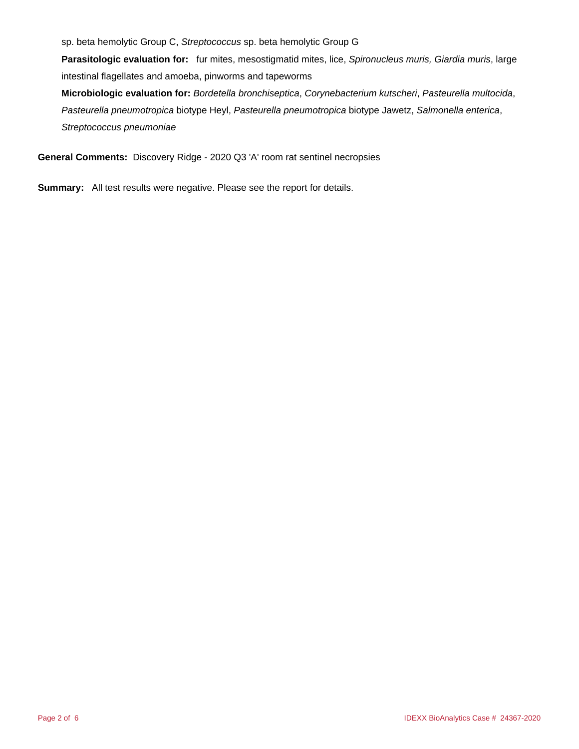sp. beta hemolytic Group C, *Streptococcus* sp. beta hemolytic Group G

**Parasitologic evaluation for:** fur mites, mesostigmatid mites, lice, *Spironucleus muris, Giardia muris*, large intestinal flagellates and amoeba, pinworms and tapeworms

**Microbiologic evaluation for:** *Bordetella bronchiseptica*, *Corynebacterium kutscheri*, *Pasteurella multocida*, *Pasteurella pneumotropica* biotype Heyl, *Pasteurella pneumotropica* biotype Jawetz, *Salmonella enterica*, *Streptococcus pneumoniae*

**General Comments:** Discovery Ridge - 2020 Q3 'A' room rat sentinel necropsies

**Summary:** All test results were negative. Please see the report for details.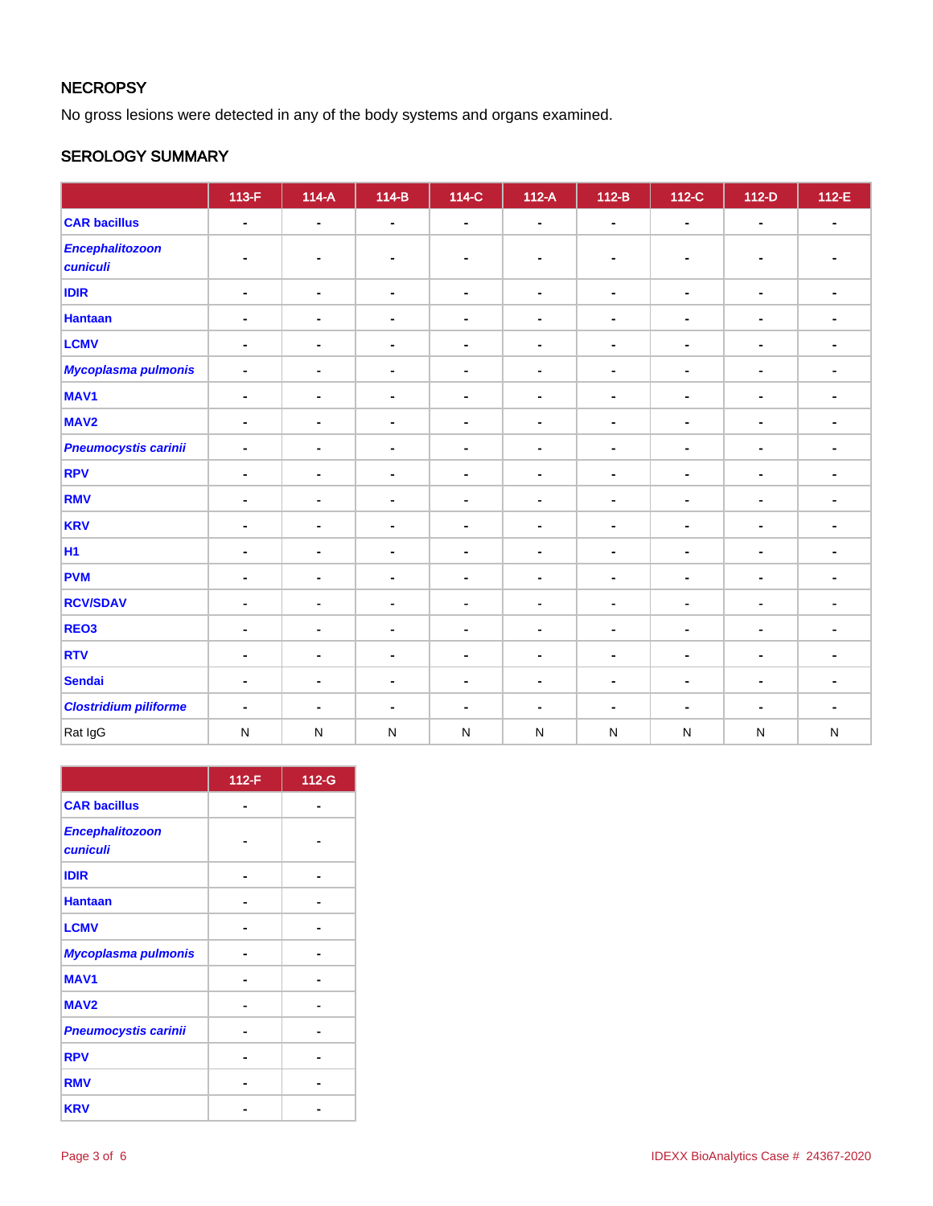## NECROPSY

No gross lesions were detected in any of the body systems and organs examined.

## SEROLOGY SUMMARY

| | 113-F | 114-A | 114-B | 114-C | 112-A | 112-B | 112-C | 112-D | 112-E |
|---|---|---|---|---|---|---|---|---|---|
| **CAR bacillus** | - | - | - | - | - | - | - | - | - |
| ***Encephalitozoon cuniculi*** | - | - | - | - | - | - | - | - | - |
| **IDIR** | - | - | - | - | - | - | - | - | - |
| **Hantaan** | - | - | - | - | - | - | - | - | - |
| **LCMV** | - | - | - | - | - | - | - | - | - |
| ***Mycoplasma pulmonis*** | - | - | - | - | - | - | - | - | - |
| **MAV1** | - | - | - | - | - | - | - | - | - |
| **MAV2** | - | - | - | - | - | - | - | - | - |
| ***Pneumocystis carinii*** | - | - | - | - | - | - | - | - | - |
| **RPV** | - | - | - | - | - | - | - | - | - |
| **RMV** | - | - | - | - | - | - | - | - | - |
| **KRV** | - | - | - | - | - | - | - | - | - |
| **H1** | - | - | - | - | - | - | - | - | - |
| **PVM** | - | - | - | - | - | - | - | - | - |
| **RCV/SDAV** | - | - | - | - | - | - | - | - | - |
| **REO3** | - | - | - | - | - | - | - | - | - |
| **RTV** | - | - | - | - | - | - | - | - | - |
| **Sendai** | - | - | - | - | - | - | - | - | - |
| ***Clostridium piliforme*** | - | - | - | - | - | - | - | - | - |
| Rat IgG | N | N | N | N | N | N | N | N | N |

| | 112-F | 112-G |
|---|---|---|
| **CAR bacillus** | - | - |
| ***Encephalitozoon cuniculi*** | - | - |
| **IDIR** | - | - |
| **Hantaan** | - | - |
| **LCMV** | - | - |
| ***Mycoplasma pulmonis*** | - | - |
| **MAV1** | - | - |
| **MAV2** | - | - |
| ***Pneumocystis carinii*** | - | - |
| **RPV** | - | - |
| **RMV** | - | - |
| **KRV** | - | - |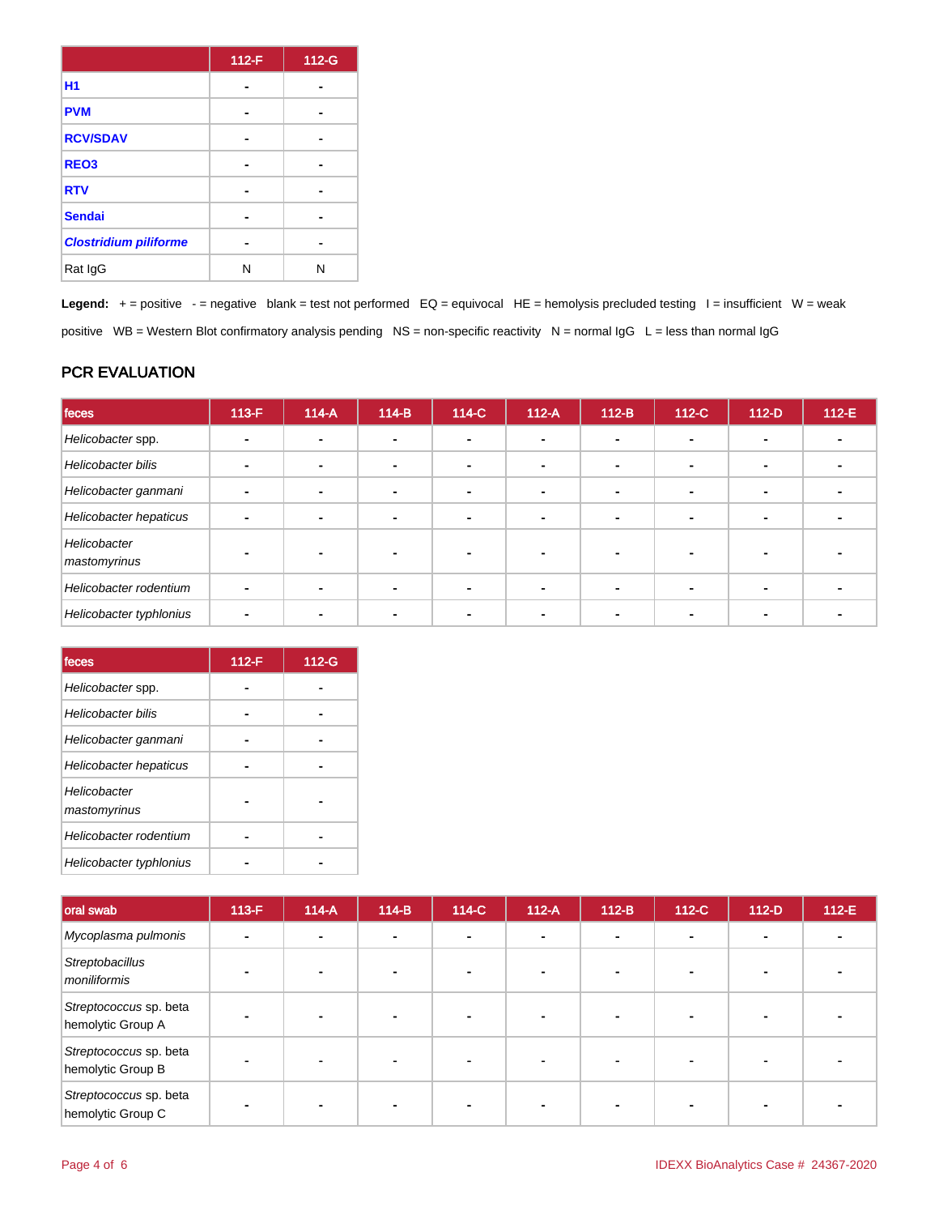| | 112-F | 112-G |
|---|---|---|
| **H1** | - | - |
| **PVM** | - | - |
| **RCV/SDAV** | - | - |
| **REO3** | - | - |
| **RTV** | - | - |
| **Sendai** | - | - |
| ***Clostridium piliforme*** | - | - |
| Rat IgG | N | N |

**Legend:** + = positive - = negative blank = test not performed EQ = equivocal HE = hemolysis precluded testing I = insufficient W = weak positive WB = Western Blot confirmatory analysis pending NS = non-specific reactivity N = normal IgG L = less than normal IgG

## PCR EVALUATION

| feces | 113-F | 114-A | 114-B | 114-C | 112-A | 112-B | 112-C | 112-D | 112-E |
|---|---|---|---|---|---|---|---|---|---|
| *Helicobacter* spp. | - | - | - | - | - | - | - | - | - |
| *Helicobacter bilis* | - | - | - | - | - | - | - | - | - |
| *Helicobacter ganmani* | - | - | - | - | - | - | - | - | - |
| *Helicobacter hepaticus* | - | - | - | - | - | - | - | - | - |
| *Helicobacter mastomyrinus* | - | - | - | - | - | - | - | - | - |
| *Helicobacter rodentium* | - | - | - | - | - | - | - | - | - |
| *Helicobacter typhlonius* | - | - | - | - | - | - | - | - | - |

| feces | 112-F | 112-G |
|---|---|---|
| *Helicobacter* spp. | - | - |
| *Helicobacter bilis* | - | - |
| *Helicobacter ganmani* | - | - |
| *Helicobacter hepaticus* | - | - |
| *Helicobacter mastomyrinus* | - | - |
| *Helicobacter rodentium* | - | - |
| *Helicobacter typhlonius* | - | - |

| oral swab | 113-F | 114-A | 114-B | 114-C | 112-A | 112-B | 112-C | 112-D | 112-E |
|---|---|---|---|---|---|---|---|---|---|
| *Mycoplasma pulmonis* | - | - | - | - | - | - | - | - | - |
| *Streptobacillus moniliformis* | - | - | - | - | - | - | - | - | - |
| *Streptococcus* sp. beta hemolytic Group A | - | - | - | - | - | - | - | - | - |
| *Streptococcus* sp. beta hemolytic Group B | - | - | - | - | - | - | - | - | - |
| *Streptococcus* sp. beta hemolytic Group C | - | - | - | - | - | - | - | - | - |

IDEXX BioAnalytics Case # 24367-2020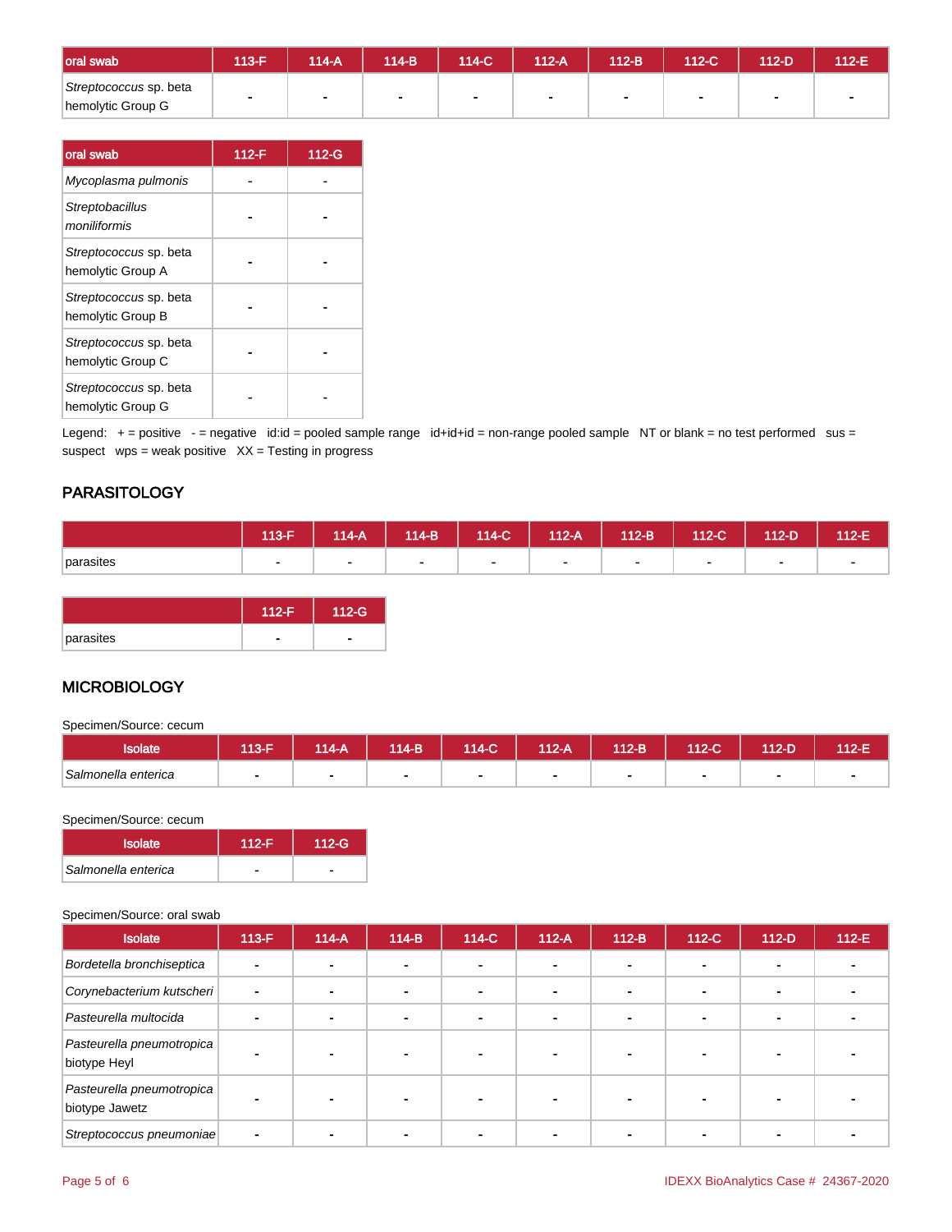| oral swab | 113-F | 114-A | 114-B | 114-C | 112-A | 112-B | 112-C | 112-D | 112-E |
|---|---|---|---|---|---|---|---|---|---|
| *Streptococcus* sp. beta hemolytic Group G | - | - | - | - | - | - | - | - | - |

| oral swab | 112-F | 112-G |
|---|---|---|
| *Mycoplasma pulmonis* | - | - |
| *Streptobacillus moniliformis* | - | - |
| *Streptococcus* sp. beta hemolytic Group A | - | - |
| *Streptococcus* sp. beta hemolytic Group B | - | - |
| *Streptococcus* sp. beta hemolytic Group C | - | - |
| *Streptococcus* sp. beta hemolytic Group G | - | - |

Legend: + = positive - = negative id:id = pooled sample range id+id+id = non-range pooled sample NT or blank = no test performed sus = suspect wps = weak positive XX = Testing in progress

## PARASITOLOGY

| | 113-F | 114-A | 114-B | 114-C | 112-A | 112-B | 112-C | 112-D | 112-E |
|---|---|---|---|---|---|---|---|---|---|
| parasites | - | - | - | - | - | - | - | - | - |

| | 112-F | 112-G |
|---|---|---|
| parasites | - | - |

## MICROBIOLOGY

Specimen/Source: cecum

| Isolate | 113-F | 114-A | 114-B | 114-C | 112-A | 112-B | 112-C | 112-D | 112-E |
|---|---|---|---|---|---|---|---|---|---|
| *Salmonella enterica* | - | - | - | - | - | - | - | - | - |

Specimen/Source: cecum

| Isolate | 112-F | 112-G |
|---|---|---|
| *Salmonella enterica* | - | - |

Specimen/Source: oral swab

| Isolate | 113-F | 114-A | 114-B | 114-C | 112-A | 112-B | 112-C | 112-D | 112-E |
|---|---|---|---|---|---|---|---|---|---|
| *Bordetella bronchiseptica* | - | - | - | - | - | - | - | - | - |
| *Corynebacterium kutscheri* | - | - | - | - | - | - | - | - | - |
| *Pasteurella multocida* | - | - | - | - | - | - | - | - | - |
| *Pasteurella pneumotropica* biotype Heyl | - | - | - | - | - | - | - | - | - |
| *Pasteurella pneumotropica* biotype Jawetz | - | - | - | - | - | - | - | - | - |
| *Streptococcus pneumoniae* | - | - | - | - | - | - | - | - | - |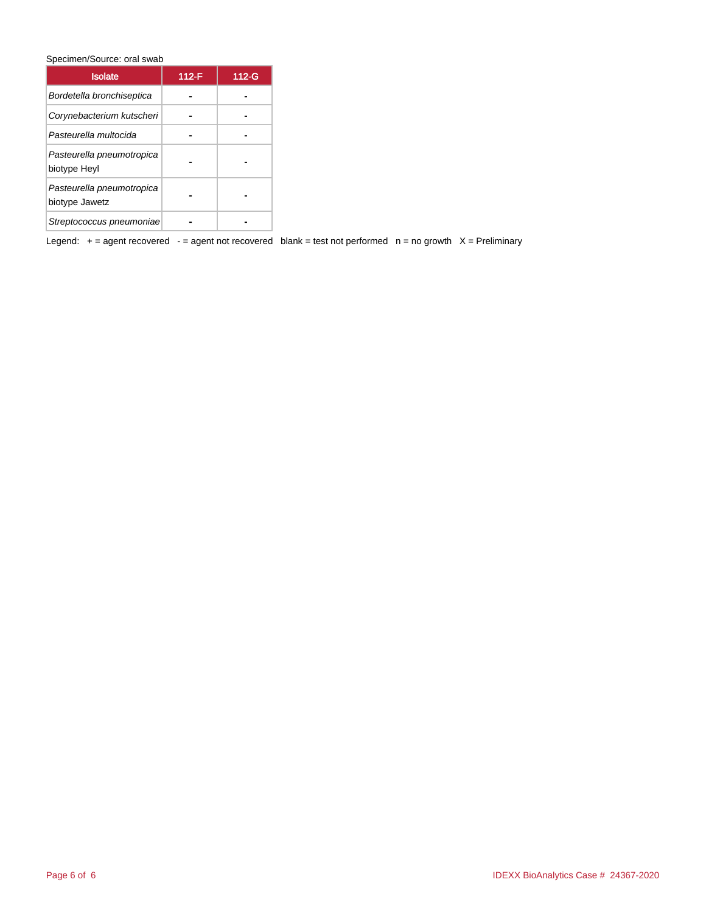Specimen/Source: oral swab

| Isolate | 112-F | 112-G |
| --- | --- | --- |
| *Bordetella bronchiseptica* | - | - |
| *Corynebacterium kutscheri* | - | - |
| *Pasteurella multocida* | - | - |
| *Pasteurella pneumotropica* biotype Heyl | - | - |
| *Pasteurella pneumotropica* biotype Jawetz | - | - |
| *Streptococcus pneumoniae* | - | - |

Legend: + = agent recovered - = agent not recovered blank = test not performed n = no growth X = Preliminary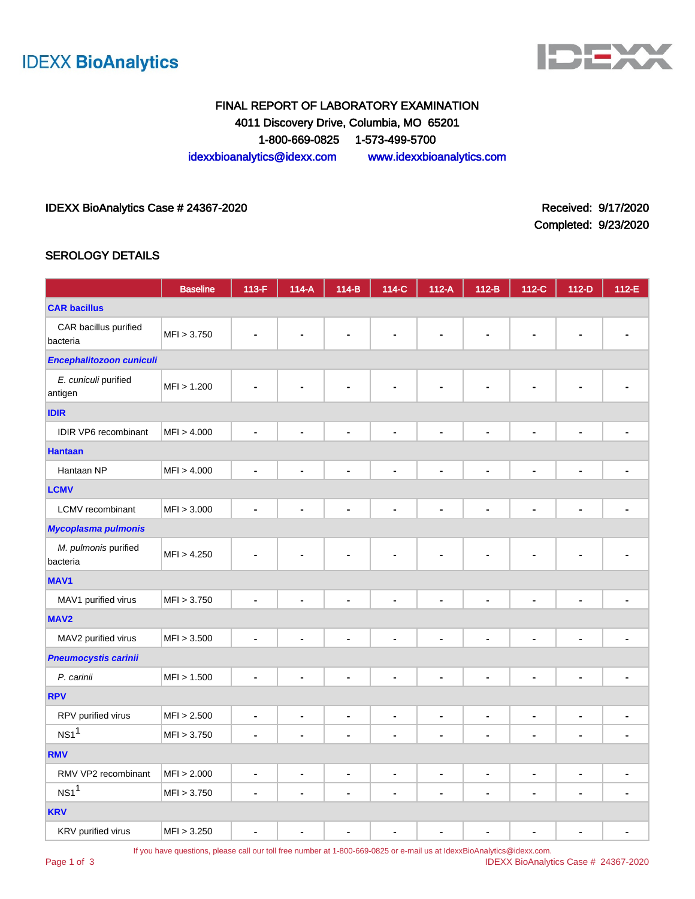IDEXX BioAnalytics

FINAL REPORT OF LABORATORY EXAMINATION
4011 Discovery Drive, Columbia, MO 65201
1-800-669-0825 1-573-499-5700
idexxbioanalytics@idexx.com www.idexxbioanalytics.com

IDEXX BioAnalytics Case # 24367-2020

Received: 9/17/2020
Completed: 9/23/2020

## SEROLOGY DETAILS

| | Baseline | 113-F | 114-A | 114-B | 114-C | 112-A | 112-B | 112-C | 112-D | 112-E |
|---|---|---|---|---|---|---|---|---|---|---|
| **CAR bacillus** | | | | | | | | | | |
| CAR bacillus purified bacteria | MFI > 3.750 | - | - | - | - | - | - | - | - | - |
| ***Encephalitozoon cuniculi*** | | | | | | | | | | |
| *E. cuniculi* purified antigen | MFI > 1.200 | - | - | - | - | - | - | - | - | - |
| **IDIR** | | | | | | | | | | |
| IDIR VP6 recombinant | MFI > 4.000 | - | - | - | - | - | - | - | - | - |
| **Hantaan** | | | | | | | | | | |
| Hantaan NP | MFI > 4.000 | - | - | - | - | - | - | - | - | - |
| **LCMV** | | | | | | | | | | |
| LCMV recombinant | MFI > 3.000 | - | - | - | - | - | - | - | - | - |
| ***Mycoplasma pulmonis*** | | | | | | | | | | |
| *M. pulmonis* purified bacteria | MFI > 4.250 | - | - | - | - | - | - | - | - | - |
| **MAV1** | | | | | | | | | | |
| MAV1 purified virus | MFI > 3.750 | - | - | - | - | - | - | - | - | - |
| **MAV2** | | | | | | | | | | |
| MAV2 purified virus | MFI > 3.500 | - | - | - | - | - | - | - | - | - |
| ***Pneumocystis carinii*** | | | | | | | | | | |
| *P. carinii* | MFI > 1.500 | - | - | - | - | - | - | - | - | - |
| **RPV** | | | | | | | | | | |
| RPV purified virus | MFI > 2.500 | - | - | - | - | - | - | - | - | - |
| NS1[1] | MFI > 3.750 | - | - | - | - | - | - | - | - | - |
| **RMV** | | | | | | | | | | |
| RMV VP2 recombinant | MFI > 2.000 | - | - | - | - | - | - | - | - | - |
| NS1[1] | MFI > 3.750 | - | - | - | - | - | - | - | - | - |
| **KRV** | | | | | | | | | | |
| KRV purified virus | MFI > 3.250 | - | - | - | - | - | - | - | - | - |

If you have questions, please call our toll free number at 1-800-669-0825 or e-mail us at IdexxBioAnalytics@idexx.com.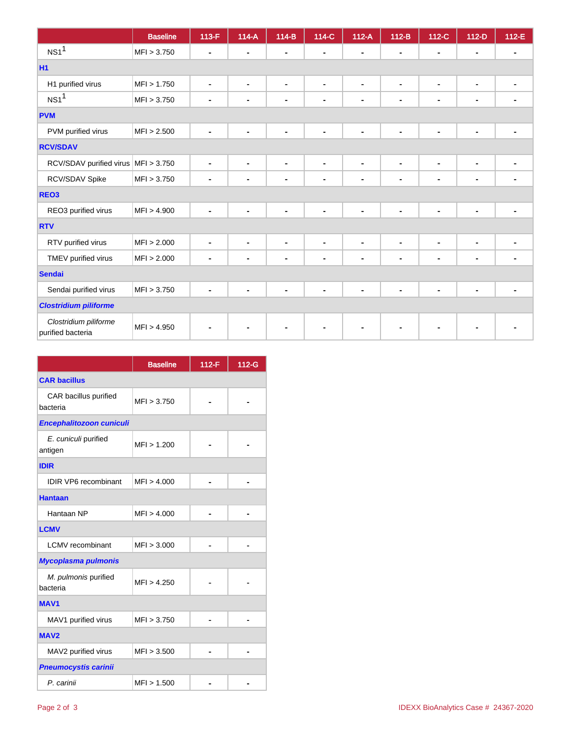| | Baseline | 113-F | 114-A | 114-B | 114-C | 112-A | 112-B | 112-C | 112-D | 112-E |
|---|---|---|---|---|---|---|---|---|---|---|
| NS1[1] | MFI > 3.750 | - | - | - | - | - | - | - | - | - |
| **H1** | | | | | | | | | | |
| H1 purified virus | MFI > 1.750 | - | - | - | - | - | - | - | - | - |
| NS1[1] | MFI > 3.750 | - | - | - | - | - | - | - | - | - |
| **PVM** | | | | | | | | | | |
| PVM purified virus | MFI > 2.500 | - | - | - | - | - | - | - | - | - |
| **RCV/SDAV** | | | | | | | | | | |
| RCV/SDAV purified virus | MFI > 3.750 | - | - | - | - | - | - | - | - | - |
| RCV/SDAV Spike | MFI > 3.750 | - | - | - | - | - | - | - | - | - |
| **REO3** | | | | | | | | | | |
| REO3 purified virus | MFI > 4.900 | - | - | - | - | - | - | - | - | - |
| **RTV** | | | | | | | | | | |
| RTV purified virus | MFI > 2.000 | - | - | - | - | - | - | - | - | - |
| TMEV purified virus | MFI > 2.000 | - | - | - | - | - | - | - | - | - |
| **Sendai** | | | | | | | | | | |
| Sendai purified virus | MFI > 3.750 | - | - | - | - | - | - | - | - | - |
| ***Clostridium piliforme*** | | | | | | | | | | |
| *Clostridium piliforme* purified bacteria | MFI > 4.950 | - | - | - | - | - | - | - | - | - |

| | Baseline | 112-F | 112-G |
|---|---|---|---|
| **CAR bacillus** | | | |
| CAR bacillus purified bacteria | MFI > 3.750 | - | - |
| ***Encephalitozoon cuniculi*** | | | |
| *E. cuniculi* purified antigen | MFI > 1.200 | - | - |
| **IDIR** | | | |
| IDIR VP6 recombinant | MFI > 4.000 | - | - |
| **Hantaan** | | | |
| Hantaan NP | MFI > 4.000 | - | - |
| **LCMV** | | | |
| LCMV recombinant | MFI > 3.000 | - | - |
| ***Mycoplasma pulmonis*** | | | |
| *M. pulmonis* purified bacteria | MFI > 4.250 | - | - |
| **MAV1** | | | |
| MAV1 purified virus | MFI > 3.750 | - | - |
| **MAV2** | | | |
| MAV2 purified virus | MFI > 3.500 | - | - |
| ***Pneumocystis carinii*** | | | |
| *P. carinii* | MFI > 1.500 | - | - |

IDEXX BioAnalytics Case # 24367-2020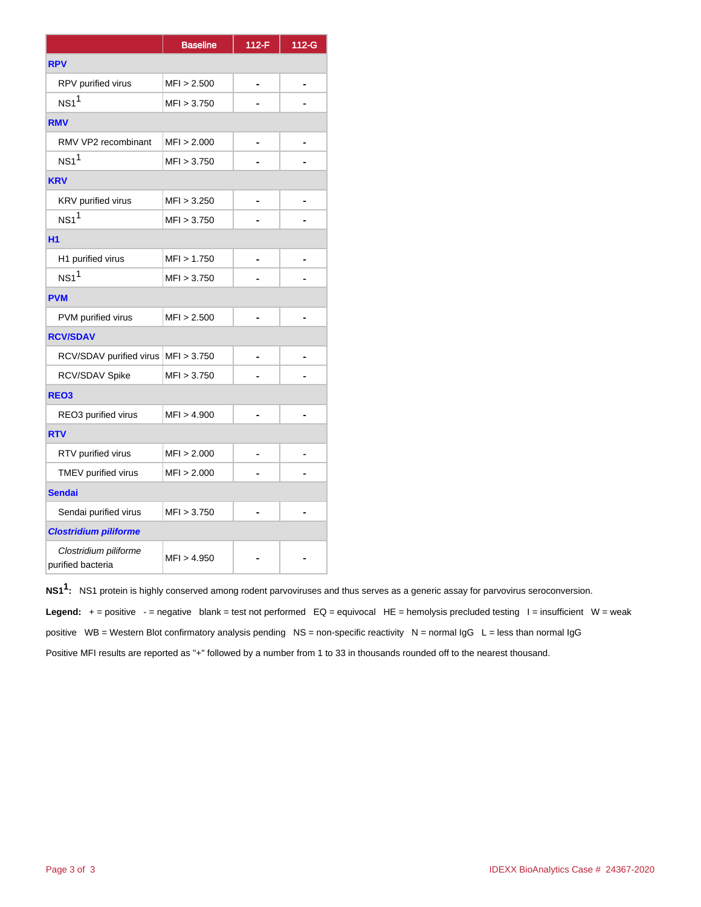| | Baseline | 112-F | 112-G |
|---|---|---|---|
| **RPV** | | | |
| RPV purified virus | MFI > 2.500 | - | - |
| NS1[1] | MFI > 3.750 | - | - |
| **RMV** | | | |
| RMV VP2 recombinant | MFI > 2.000 | - | - |
| NS1[1] | MFI > 3.750 | - | - |
| **KRV** | | | |
| KRV purified virus | MFI > 3.250 | - | - |
| NS1[1] | MFI > 3.750 | - | - |
| **H1** | | | |
| H1 purified virus | MFI > 1.750 | - | - |
| NS1[1] | MFI > 3.750 | - | - |
| **PVM** | | | |
| PVM purified virus | MFI > 2.500 | - | - |
| **RCV/SDAV** | | | |
| RCV/SDAV purified virus | MFI > 3.750 | - | - |
| RCV/SDAV Spike | MFI > 3.750 | - | - |
| **REO3** | | | |
| REO3 purified virus | MFI > 4.900 | - | - |
| **RTV** | | | |
| RTV purified virus | MFI > 2.000 | - | - |
| TMEV purified virus | MFI > 2.000 | - | - |
| **Sendai** | | | |
| Sendai purified virus | MFI > 3.750 | - | - |
| ***Clostridium piliforme*** | | | |
| *Clostridium piliforme* purified bacteria | MFI > 4.950 | - | - |

**NS1[1]:** NS1 protein is highly conserved among rodent parvoviruses and thus serves as a generic assay for parvovirus seroconversion.

**Legend:** + = positive - = negative blank = test not performed EQ = equivocal HE = hemolysis precluded testing I = insufficient W = weak positive WB = Western Blot confirmatory analysis pending NS = non-specific reactivity N = normal IgG L = less than normal IgG

Positive MFI results are reported as "+" followed by a number from 1 to 33 in thousands rounded off to the nearest thousand.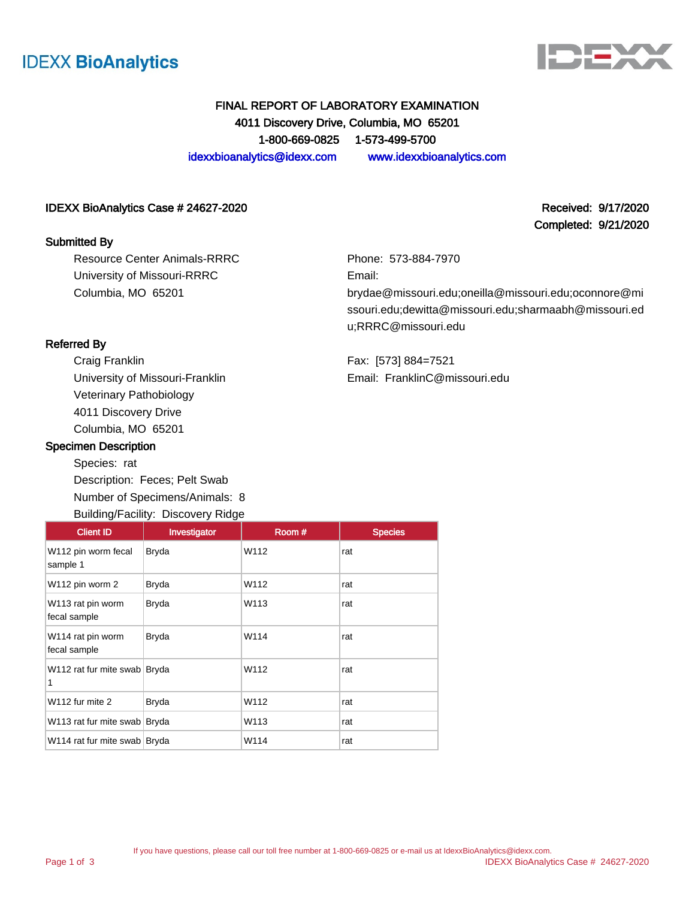IDEXX BioAnalytics

# FINAL REPORT OF LABORATORY EXAMINATION

**4011 Discovery Drive, Columbia, MO 65201**

**1-800-669-0825 1-573-499-5700**

idexxbioanalytics@idexx.com www.idexxbioanalytics.com

**IDEXX BioAnalytics Case # 24627-2020**

**Received: 9/17/2020**
**Completed: 9/21/2020**

## Submitted By

Resource Center Animals-RRRC
University of Missouri-RRRC
Columbia, MO 65201

Phone: 573-884-7970
Email: brydae@missouri.edu;oneilla@missouri.edu;oconnore@missouri.edu;dewitta@missouri.edu;sharmaabh@missouri.edu;RRRC@missouri.edu

## Referred By

Craig Franklin
University of Missouri-Franklin
Veterinary Pathobiology
4011 Discovery Drive
Columbia, MO 65201

Fax: [573] 884=7521
Email: FranklinC@missouri.edu

## Specimen Description

Species: rat
Description: Feces; Pelt Swab
Number of Specimens/Animals: 8
Building/Facility: Discovery Ridge

| Client ID | Investigator | Room # | Species |
|---|---|---|---|
| W112 pin worm fecal sample 1 | Bryda | W112 | rat |
| W112 pin worm 2 | Bryda | W112 | rat |
| W113 rat pin worm fecal sample | Bryda | W113 | rat |
| W114 rat pin worm fecal sample | Bryda | W114 | rat |
| W112 rat fur mite swab 1 | Bryda | W112 | rat |
| W112 fur mite 2 | Bryda | W112 | rat |
| W113 rat fur mite swab | Bryda | W113 | rat |
| W114 rat fur mite swab | Bryda | W114 | rat |

If you have questions, please call our toll free number at 1-800-669-0825 or e-mail us at IdexxBioAnalytics@idexx.com.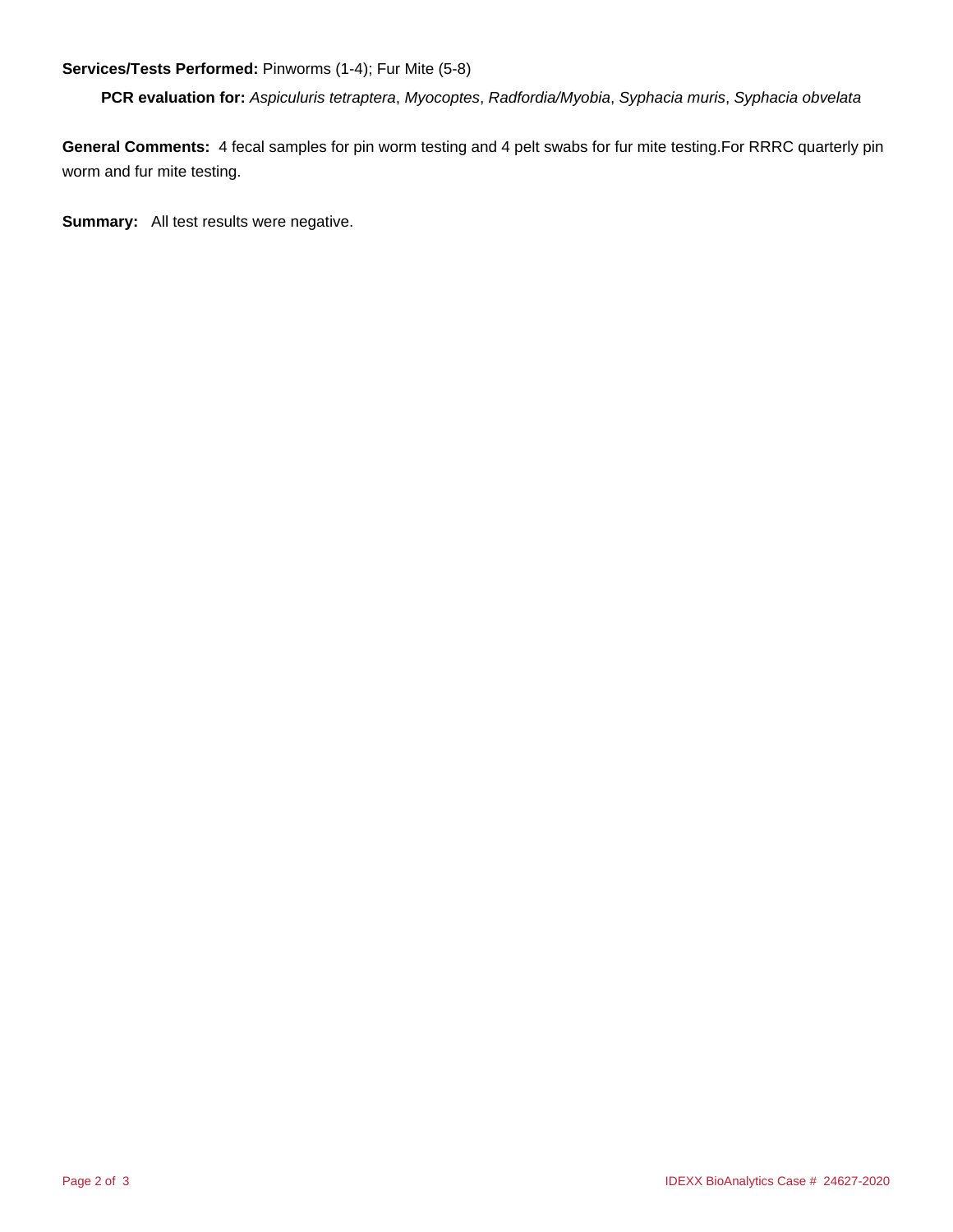**Services/Tests Performed:** Pinworms (1-4); Fur Mite (5-8)

**PCR evaluation for:** *Aspiculuris tetraptera*, *Myocoptes*, *Radfordia/Myobia*, *Syphacia muris*, *Syphacia obvelata*

**General Comments:** 4 fecal samples for pin worm testing and 4 pelt swabs for fur mite testing.For RRRC quarterly pin worm and fur mite testing.

**Summary:** All test results were negative.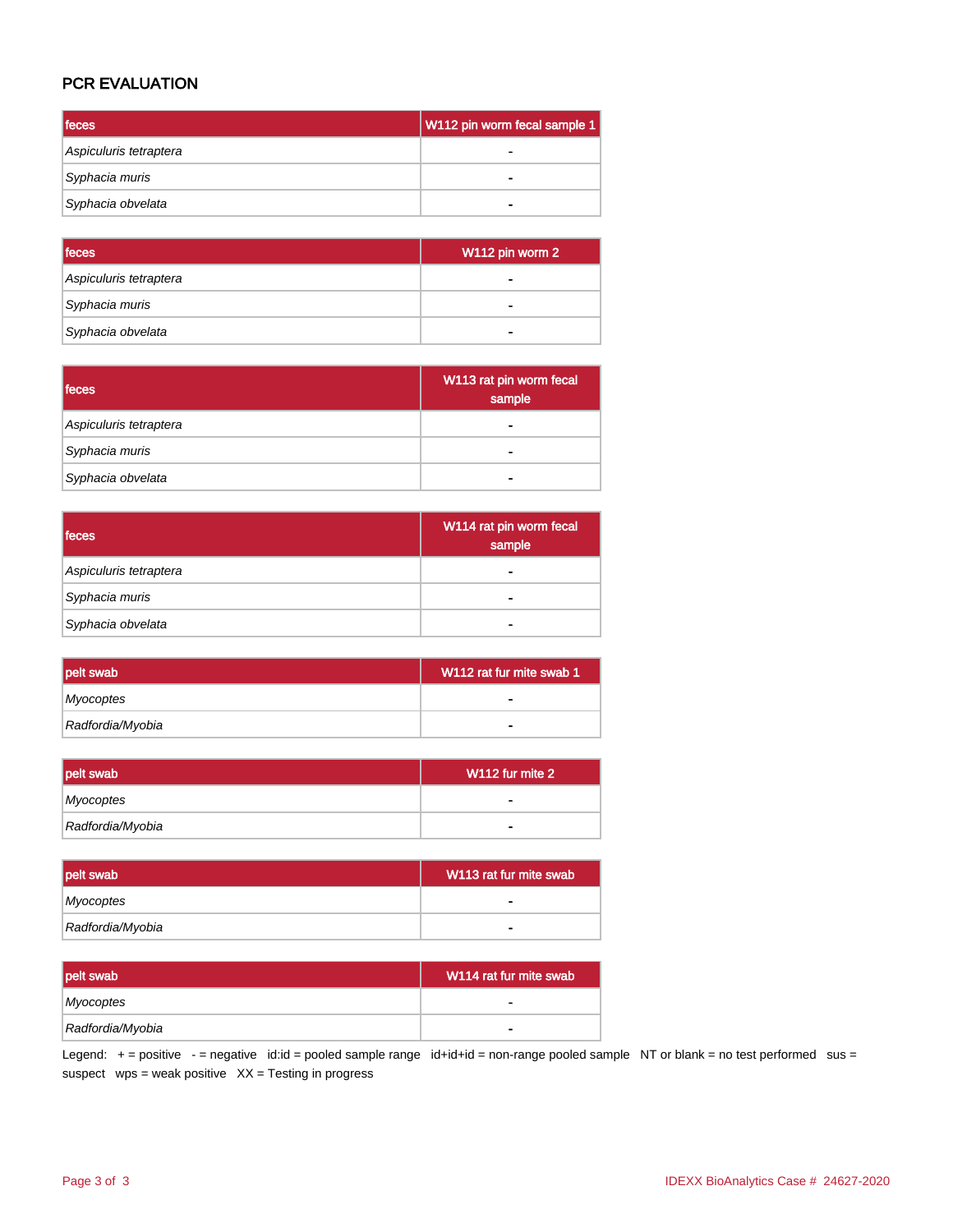## PCR EVALUATION

| feces | W112 pin worm fecal sample 1 |
|---|---|
| *Aspiculuris tetraptera* | - |
| *Syphacia muris* | - |
| *Syphacia obvelata* | - |

| feces | W112 pin worm 2 |
|---|---|
| *Aspiculuris tetraptera* | - |
| *Syphacia muris* | - |
| *Syphacia obvelata* | - |

| feces | W113 rat pin worm fecal sample |
|---|---|
| *Aspiculuris tetraptera* | - |
| *Syphacia muris* | - |
| *Syphacia obvelata* | - |

| feces | W114 rat pin worm fecal sample |
|---|---|
| *Aspiculuris tetraptera* | - |
| *Syphacia muris* | - |
| *Syphacia obvelata* | - |

| pelt swab | W112 rat fur mite swab 1 |
|---|---|
| *Myocoptes* | - |
| *Radfordia/Myobia* | - |

| pelt swab | W112 fur mite 2 |
|---|---|
| *Myocoptes* | - |
| *Radfordia/Myobia* | - |

| pelt swab | W113 rat fur mite swab |
|---|---|
| *Myocoptes* | - |
| *Radfordia/Myobia* | - |

| pelt swab | W114 rat fur mite swab |
|---|---|
| *Myocoptes* | - |
| *Radfordia/Myobia* | - |

Legend: + = positive - = negative id:id = pooled sample range id+id+id = non-range pooled sample NT or blank = no test performed sus = suspect wps = weak positive XX = Testing in progress

IDEXX BioAnalytics Case # 24627-2020